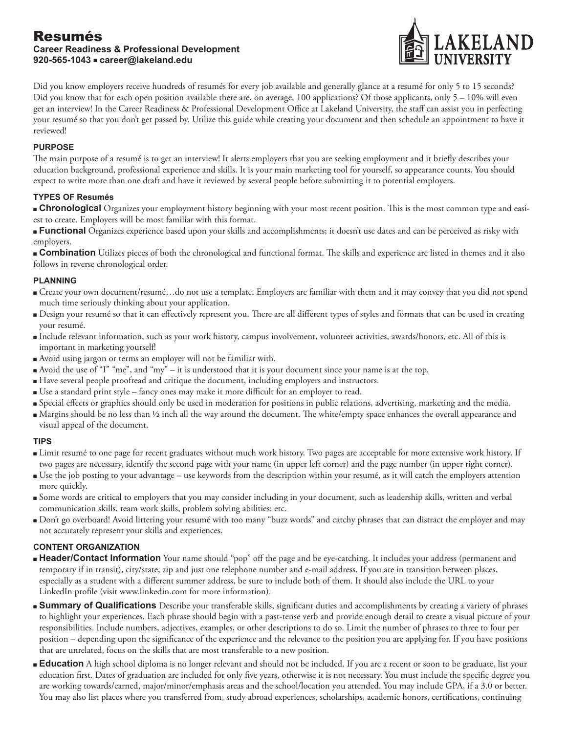# Resumés

**Career Readiness & Professional Development**
**920-565-1043 ▪ career@lakeland.edu**

Did you know employers receive hundreds of resumés for every job available and generally glance at a resumé for only 5 to 15 seconds? Did you know that for each open position available there are, on average, 100 applications? Of those applicants, only 5 – 10% will even get an interview! In the Career Readiness & Professional Development Office at Lakeland University, the staff can assist you in perfecting your resumé so that you don't get passed by. Utilize this guide while creating your document and then schedule an appointment to have it reviewed!

## PURPOSE

The main purpose of a resumé is to get an interview! It alerts employers that you are seeking employment and it briefly describes your education background, professional experience and skills. It is your main marketing tool for yourself, so appearance counts. You should expect to write more than one draft and have it reviewed by several people before submitting it to potential employers.

## TYPES OF Resumés

- **Chronological** Organizes your employment history beginning with your most recent position. This is the most common type and easiest to create. Employers will be most familiar with this format.
- **Functional** Organizes experience based upon your skills and accomplishments; it doesn't use dates and can be perceived as risky with employers.
- **Combination** Utilizes pieces of both the chronological and functional format. The skills and experience are listed in themes and it also follows in reverse chronological order.

## PLANNING

- Create your own document/resumé…do not use a template. Employers are familiar with them and it may convey that you did not spend much time seriously thinking about your application.
- Design your resumé so that it can effectively represent you. There are all different types of styles and formats that can be used in creating your resumé.
- Include relevant information, such as your work history, campus involvement, volunteer activities, awards/honors, etc. All of this is important in marketing yourself!
- Avoid using jargon or terms an employer will not be familiar with.
- Avoid the use of "I" "me", and "my" – it is understood that it is your document since your name is at the top.
- Have several people proofread and critique the document, including employers and instructors.
- Use a standard print style – fancy ones may make it more difficult for an employer to read.
- Special effects or graphics should only be used in moderation for positions in public relations, advertising, marketing and the media.
- Margins should be no less than ½ inch all the way around the document. The white/empty space enhances the overall appearance and visual appeal of the document.

## TIPS

- Limit resumé to one page for recent graduates without much work history. Two pages are acceptable for more extensive work history. If two pages are necessary, identify the second page with your name (in upper left corner) and the page number (in upper right corner).
- Use the job posting to your advantage – use keywords from the description within your resumé, as it will catch the employers attention more quickly.
- Some words are critical to employers that you may consider including in your document, such as leadership skills, written and verbal communication skills, team work skills, problem solving abilities; etc.
- Don't go overboard! Avoid littering your resumé with too many "buzz words" and catchy phrases that can distract the employer and may not accurately represent your skills and experiences.

## CONTENT ORGANIZATION

- **Header/Contact Information** Your name should "pop" off the page and be eye-catching. It includes your address (permanent and temporary if in transit), city/state, zip and just one telephone number and e-mail address. If you are in transition between places, especially as a student with a different summer address, be sure to include both of them. It should also include the URL to your LinkedIn profile (visit www.linkedin.com for more information).
- **Summary of Qualifications** Describe your transferable skills, significant duties and accomplishments by creating a variety of phrases to highlight your experiences. Each phrase should begin with a past-tense verb and provide enough detail to create a visual picture of your responsibilities. Include numbers, adjectives, examples, or other descriptions to do so. Limit the number of phrases to three to four per position – depending upon the significance of the experience and the relevance to the position you are applying for. If you have positions that are unrelated, focus on the skills that are most transferable to a new position.
- **Education** A high school diploma is no longer relevant and should not be included. If you are a recent or soon to be graduate, list your education first. Dates of graduation are included for only five years, otherwise it is not necessary. You must include the specific degree you are working towards/earned, major/minor/emphasis areas and the school/location you attended. You may include GPA, if a 3.0 or better. You may also list places where you transferred from, study abroad experiences, scholarships, academic honors, certifications, continuing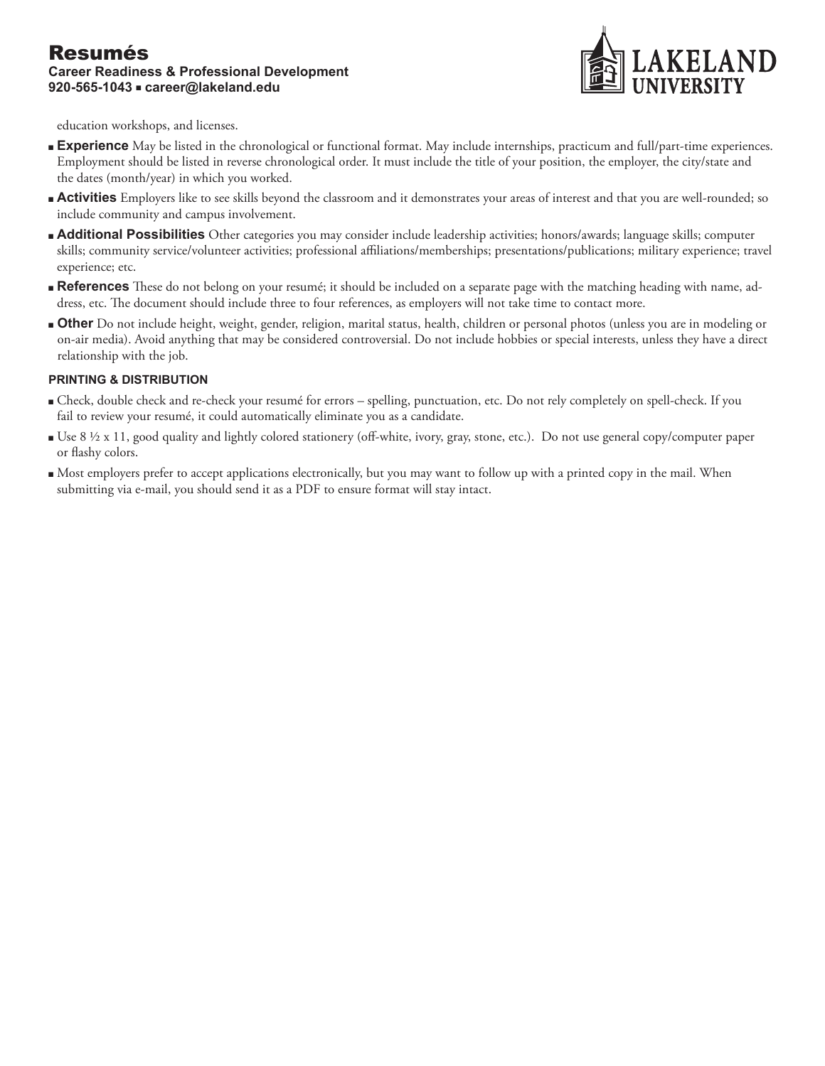education workshops, and licenses.

- **Experience** May be listed in the chronological or functional format. May include internships, practicum and full/part-time experiences. Employment should be listed in reverse chronological order. It must include the title of your position, the employer, the city/state and the dates (month/year) in which you worked.
- **Activities** Employers like to see skills beyond the classroom and it demonstrates your areas of interest and that you are well-rounded; so include community and campus involvement.
- **Additional Possibilities** Other categories you may consider include leadership activities; honors/awards; language skills; computer skills; community service/volunteer activities; professional affiliations/memberships; presentations/publications; military experience; travel experience; etc.
- **References** These do not belong on your resumé; it should be included on a separate page with the matching heading with name, address, etc. The document should include three to four references, as employers will not take time to contact more.
- **Other** Do not include height, weight, gender, religion, marital status, health, children or personal photos (unless you are in modeling or on-air media). Avoid anything that may be considered controversial. Do not include hobbies or special interests, unless they have a direct relationship with the job.

### PRINTING & DISTRIBUTION

- Check, double check and re-check your resumé for errors – spelling, punctuation, etc. Do not rely completely on spell-check. If you fail to review your resumé, it could automatically eliminate you as a candidate.
- Use 8 ½ x 11, good quality and lightly colored stationery (off-white, ivory, gray, stone, etc.). Do not use general copy/computer paper or flashy colors.
- Most employers prefer to accept applications electronically, but you may want to follow up with a printed copy in the mail. When submitting via e-mail, you should send it as a PDF to ensure format will stay intact.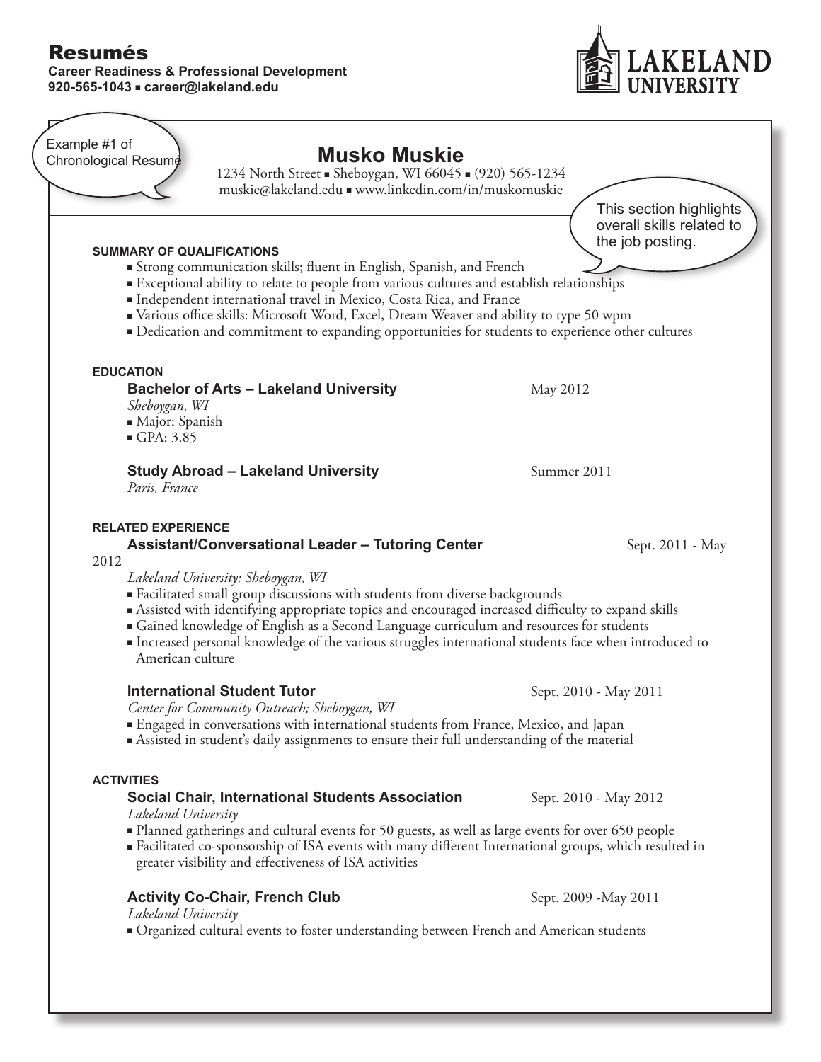# Resumés

**Career Readiness & Professional Development**
**920-565-1043 ▪ career@lakeland.edu**

LAKELAND UNIVERSITY

Example #1 of Chronological Resumé

## Musko Muskie

1234 North Street ▪ Sheboygan, WI 66045 ▪ (920) 565-1234
muskie@lakeland.edu ▪ www.linkedin.com/in/muskomuskie

This section highlights overall skills related to the job posting.

### SUMMARY OF QUALIFICATIONS

- Strong communication skills; fluent in English, Spanish, and French
- Exceptional ability to relate to people from various cultures and establish relationships
- Independent international travel in Mexico, Costa Rica, and France
- Various office skills: Microsoft Word, Excel, Dream Weaver and ability to type 50 wpm
- Dedication and commitment to expanding opportunities for students to experience other cultures

### EDUCATION

**Bachelor of Arts – Lakeland University** May 2012
*Sheboygan, WI*

- Major: Spanish
- GPA: 3.85

**Study Abroad – Lakeland University** Summer 2011
*Paris, France*

### RELATED EXPERIENCE

**Assistant/Conversational Leader – Tutoring Center** Sept. 2011 - May 2012
*Lakeland University; Sheboygan, WI*

- Facilitated small group discussions with students from diverse backgrounds
- Assisted with identifying appropriate topics and encouraged increased difficulty to expand skills
- Gained knowledge of English as a Second Language curriculum and resources for students
- Increased personal knowledge of the various struggles international students face when introduced to American culture

**International Student Tutor** Sept. 2010 - May 2011
*Center for Community Outreach; Sheboygan, WI*

- Engaged in conversations with international students from France, Mexico, and Japan
- Assisted in student's daily assignments to ensure their full understanding of the material

### ACTIVITIES

**Social Chair, International Students Association** Sept. 2010 - May 2012
*Lakeland University*

- Planned gatherings and cultural events for 50 guests, as well as large events for over 650 people
- Facilitated co-sponsorship of ISA events with many different International groups, which resulted in greater visibility and effectiveness of ISA activities

**Activity Co-Chair, French Club** Sept. 2009 -May 2011
*Lakeland University*

- Organized cultural events to foster understanding between French and American students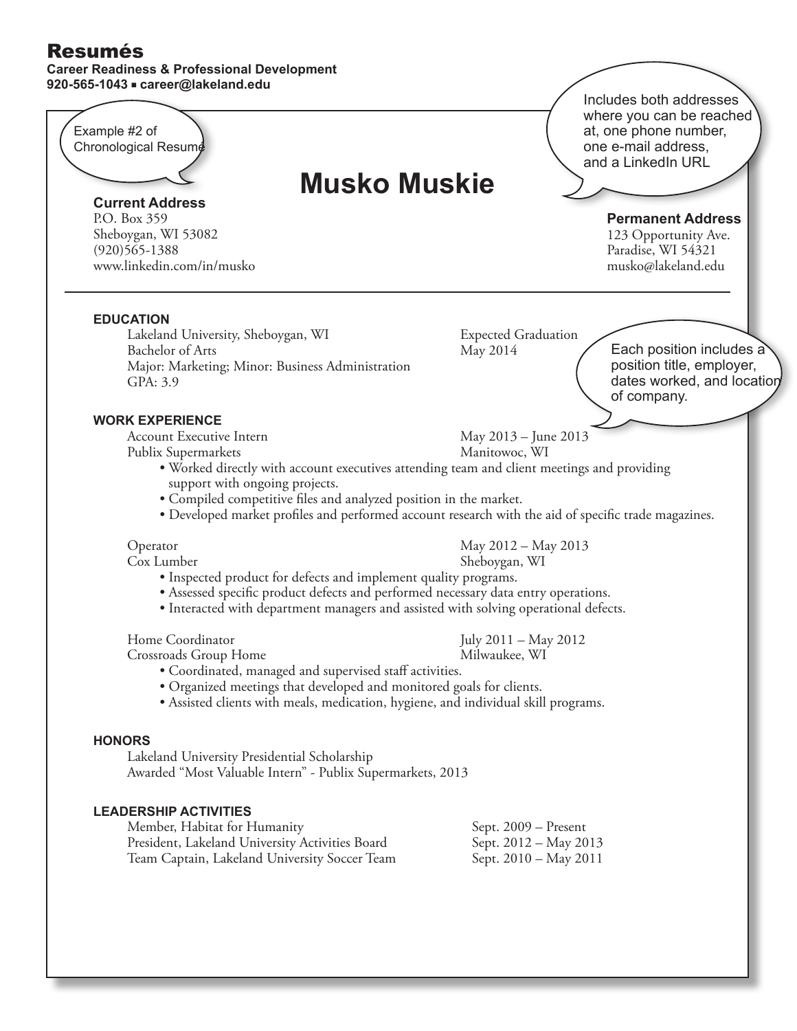# Resumés

**Career Readiness & Professional Development**
**920-565-1043 ▪ career@lakeland.edu**

Example #2 of Chronological Resumé

Includes both addresses where you can be reached at, one phone number, one e-mail address, and a LinkedIn URL

## Musko Muskie

**Current Address**
P.O. Box 359
Sheboygan, WI 53082
(920)565-1388
www.linkedin.com/in/musko

**Permanent Address**
123 Opportunity Ave.
Paradise, WI 54321
musko@lakeland.edu

---

### EDUCATION

Lakeland University, Sheboygan, WI — Expected Graduation May 2014
Bachelor of Arts
Major: Marketing; Minor: Business Administration
GPA: 3.9

Each position includes a position title, employer, dates worked, and location of company.

### WORK EXPERIENCE

Account Executive Intern — May 2013 – June 2013
Publix Supermarkets — Manitowoc, WI

- Worked directly with account executives attending team and client meetings and providing support with ongoing projects.
- Compiled competitive files and analyzed position in the market.
- Developed market profiles and performed account research with the aid of specific trade magazines.

Operator — May 2012 – May 2013
Cox Lumber — Sheboygan, WI

- Inspected product for defects and implement quality programs.
- Assessed specific product defects and performed necessary data entry operations.
- Interacted with department managers and assisted with solving operational defects.

Home Coordinator — July 2011 – May 2012
Crossroads Group Home — Milwaukee, WI

- Coordinated, managed and supervised staff activities.
- Organized meetings that developed and monitored goals for clients.
- Assisted clients with meals, medication, hygiene, and individual skill programs.

### HONORS

Lakeland University Presidential Scholarship
Awarded "Most Valuable Intern" - Publix Supermarkets, 2013

### LEADERSHIP ACTIVITIES

Member, Habitat for Humanity — Sept. 2009 – Present
President, Lakeland University Activities Board — Sept. 2012 – May 2013
Team Captain, Lakeland University Soccer Team — Sept. 2010 – May 2011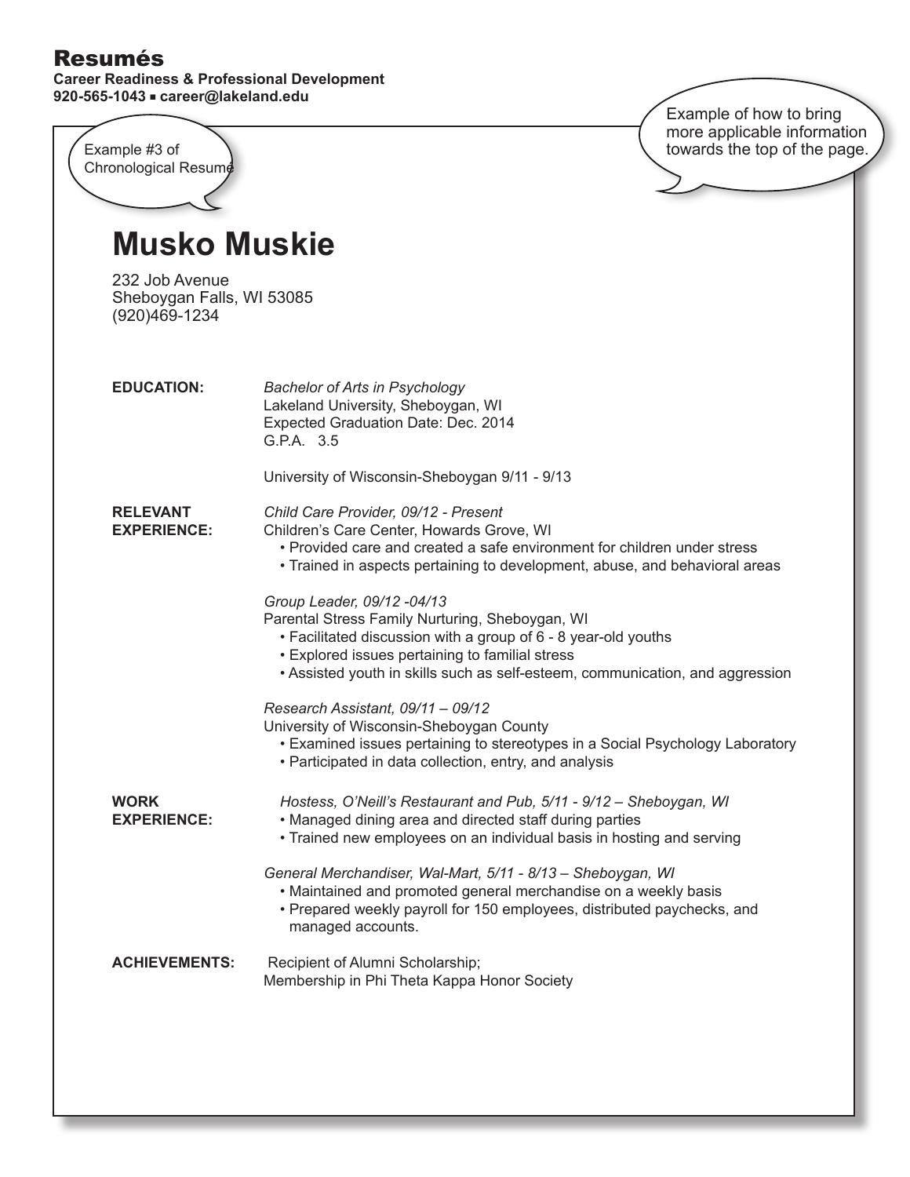# Resumés

**Career Readiness & Professional Development**
**920-565-1043 ▪ career@lakeland.edu**

Example #3 of Chronological Resumé

Example of how to bring more applicable information towards the top of the page.

## Musko Muskie

232 Job Avenue
Sheboygan Falls, WI 53085
(920)469-1234

**EDUCATION:**

*Bachelor of Arts in Psychology*
Lakeland University, Sheboygan, WI
Expected Graduation Date: Dec. 2014
G.P.A. 3.5

University of Wisconsin-Sheboygan 9/11 - 9/13

**RELEVANT EXPERIENCE:**

*Child Care Provider, 09/12 - Present*
Children's Care Center, Howards Grove, WI
- Provided care and created a safe environment for children under stress
- Trained in aspects pertaining to development, abuse, and behavioral areas

*Group Leader, 09/12 -04/13*
Parental Stress Family Nurturing, Sheboygan, WI
- Facilitated discussion with a group of 6 - 8 year-old youths
- Explored issues pertaining to familial stress
- Assisted youth in skills such as self-esteem, communication, and aggression

*Research Assistant, 09/11 – 09/12*
University of Wisconsin-Sheboygan County
- Examined issues pertaining to stereotypes in a Social Psychology Laboratory
- Participated in data collection, entry, and analysis

**WORK EXPERIENCE:**

*Hostess, O'Neill's Restaurant and Pub, 5/11 - 9/12 – Sheboygan, WI*
- Managed dining area and directed staff during parties
- Trained new employees on an individual basis in hosting and serving

*General Merchandiser, Wal-Mart, 5/11 - 8/13 – Sheboygan, WI*
- Maintained and promoted general merchandise on a weekly basis
- Prepared weekly payroll for 150 employees, distributed paychecks, and managed accounts.

**ACHIEVEMENTS:**

Recipient of Alumni Scholarship;
Membership in Phi Theta Kappa Honor Society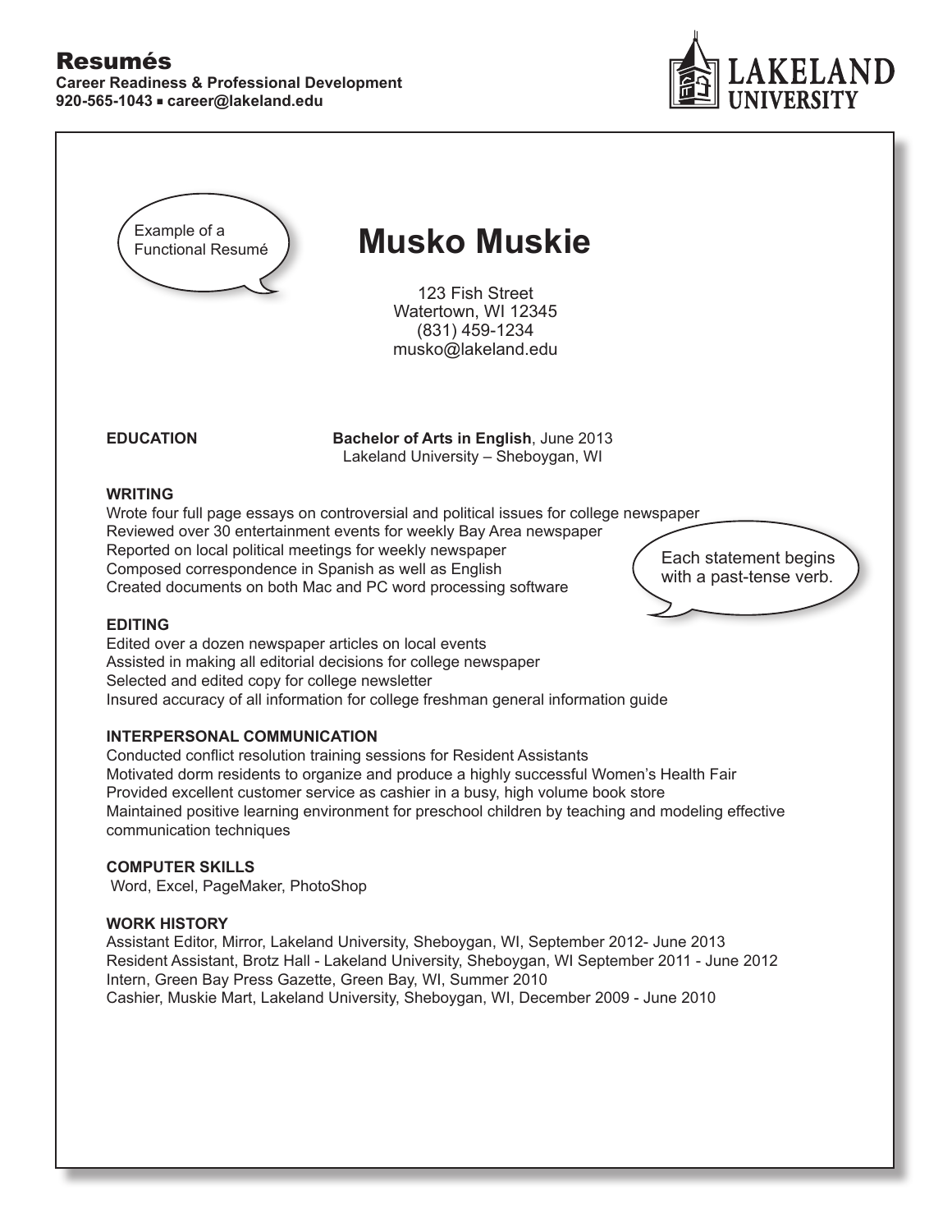Example of a Functional Resumé

# Musko Muskie

123 Fish Street
Watertown, WI 12345
(831) 459-1234
musko@lakeland.edu

**EDUCATION** **Bachelor of Arts in English**, June 2013
Lakeland University – Sheboygan, WI

**WRITING**

Wrote four full page essays on controversial and political issues for college newspaper
Reviewed over 30 entertainment events for weekly Bay Area newspaper
Reported on local political meetings for weekly newspaper
Composed correspondence in Spanish as well as English
Created documents on both Mac and PC word processing software

Each statement begins with a past-tense verb.

**EDITING**

Edited over a dozen newspaper articles on local events
Assisted in making all editorial decisions for college newspaper
Selected and edited copy for college newsletter
Insured accuracy of all information for college freshman general information guide

**INTERPERSONAL COMMUNICATION**

Conducted conflict resolution training sessions for Resident Assistants
Motivated dorm residents to organize and produce a highly successful Women's Health Fair
Provided excellent customer service as cashier in a busy, high volume book store
Maintained positive learning environment for preschool children by teaching and modeling effective communication techniques

**COMPUTER SKILLS**

Word, Excel, PageMaker, PhotoShop

**WORK HISTORY**

Assistant Editor, Mirror, Lakeland University, Sheboygan, WI, September 2012- June 2013
Resident Assistant, Brotz Hall - Lakeland University, Sheboygan, WI September 2011 - June 2012
Intern, Green Bay Press Gazette, Green Bay, WI, Summer 2010
Cashier, Muskie Mart, Lakeland University, Sheboygan, WI, December 2009 - June 2010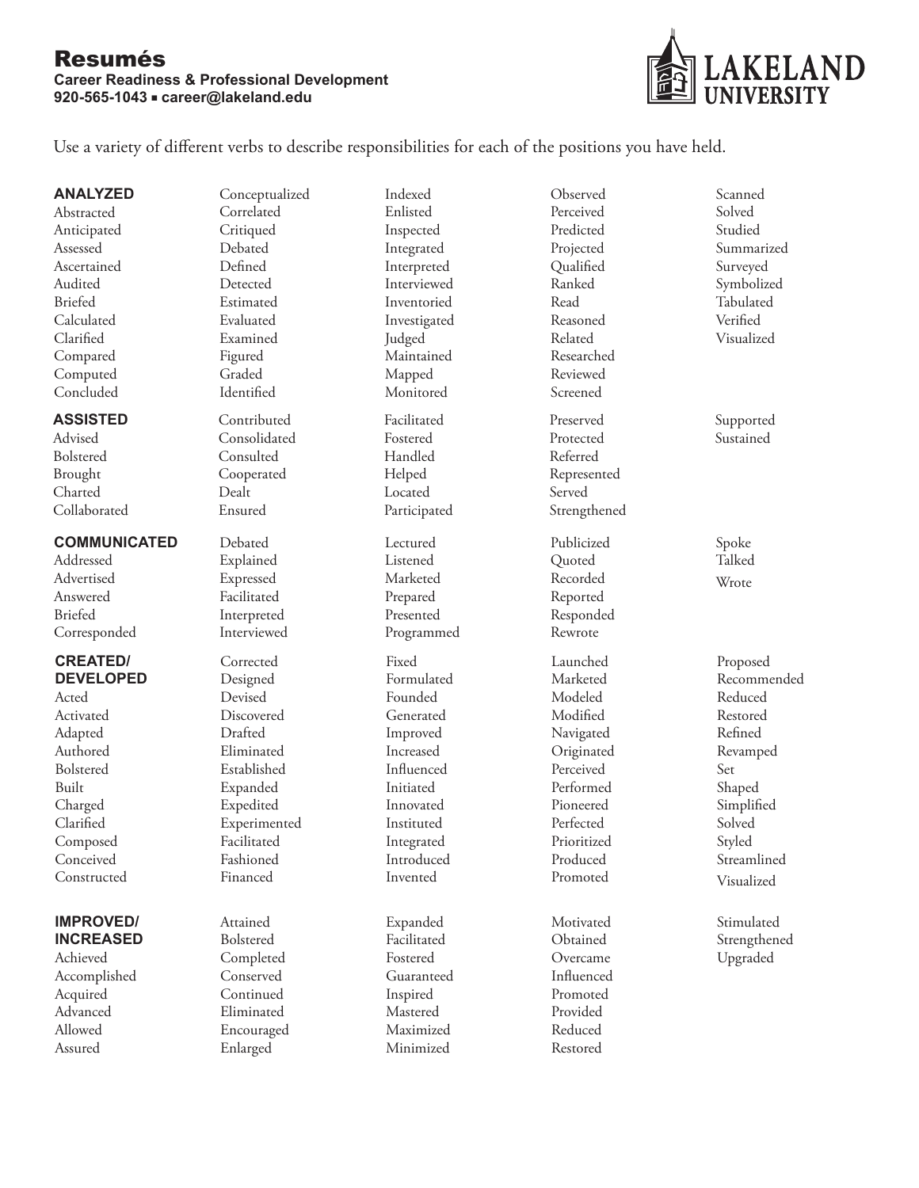# Resumés

**Career Readiness & Professional Development**
**920-565-1043 ▪ career@lakeland.edu**

Use a variety of different verbs to describe responsibilities for each of the positions you have held.

### ANALYZED

Abstracted, Anticipated, Assessed, Ascertained, Audited, Briefed, Calculated, Clarified, Compared, Computed, Concluded, Conceptualized, Correlated, Critiqued, Debated, Defined, Detected, Estimated, Evaluated, Examined, Figured, Graded, Identified, Indexed, Enlisted, Inspected, Integrated, Interpreted, Interviewed, Inventoried, Investigated, Judged, Maintained, Mapped, Monitored, Observed, Perceived, Predicted, Projected, Qualified, Ranked, Read, Reasoned, Related, Researched, Reviewed, Screened, Scanned, Solved, Studied, Summarized, Surveyed, Symbolized, Tabulated, Verified, Visualized

### ASSISTED

Advised, Bolstered, Brought, Charted, Collaborated, Contributed, Consolidated, Consulted, Cooperated, Dealt, Ensured, Facilitated, Fostered, Handled, Helped, Located, Participated, Preserved, Protected, Referred, Represented, Served, Strengthened, Supported, Sustained

### COMMUNICATED

Addressed, Advertised, Answered, Briefed, Corresponded, Debated, Explained, Expressed, Facilitated, Interpreted, Interviewed, Lectured, Listened, Marketed, Prepared, Presented, Programmed, Publicized, Quoted, Recorded, Reported, Responded, Rewrote, Spoke, Talked, Wrote

### CREATED/DEVELOPED

Acted, Activated, Adapted, Authored, Bolstered, Built, Charged, Clarified, Composed, Conceived, Constructed, Corrected, Designed, Devised, Discovered, Drafted, Eliminated, Established, Expanded, Expedited, Experimented, Facilitated, Fashioned, Financed, Fixed, Formulated, Founded, Generated, Improved, Increased, Influenced, Initiated, Innovated, Instituted, Integrated, Introduced, Invented, Launched, Marketed, Modeled, Modified, Navigated, Originated, Perceived, Performed, Pioneered, Perfected, Prioritized, Produced, Promoted, Proposed, Recommended, Reduced, Restored, Refined, Revamped, Set, Shaped, Simplified, Solved, Styled, Streamlined, Visualized

### IMPROVED/INCREASED

Achieved, Accomplished, Acquired, Advanced, Allowed, Assured, Attained, Bolstered, Completed, Conserved, Continued, Eliminated, Encouraged, Enlarged, Expanded, Facilitated, Fostered, Guaranteed, Inspired, Mastered, Maximized, Minimized, Motivated, Obtained, Overcame, Influenced, Promoted, Provided, Reduced, Restored, Stimulated, Strengthened, Upgraded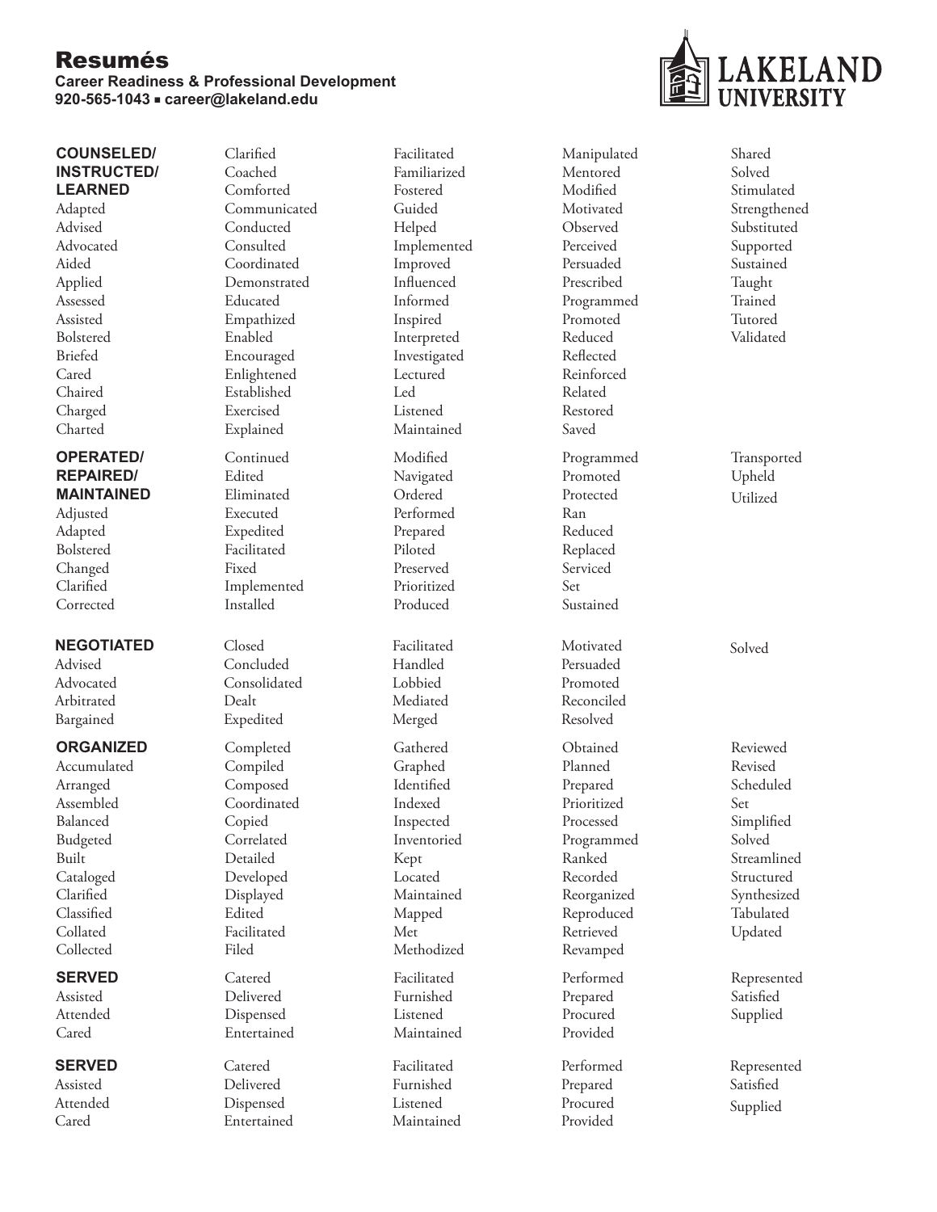# Resumés

**Career Readiness & Professional Development**
**920-565-1043 ▪ career@lakeland.edu**

### COUNSELED/ INSTRUCTED/ LEARNED

Adapted
Advised
Advocated
Aided
Applied
Assessed
Assisted
Bolstered
Briefed
Cared
Chaired
Charged
Charted
Clarified
Coached
Comforted
Communicated
Conducted
Consulted
Coordinated
Demonstrated
Educated
Empathized
Enabled
Encouraged
Enlightened
Established
Exercised
Explained
Facilitated
Familiarized
Fostered
Guided
Helped
Implemented
Improved
Influenced
Informed
Inspired
Interpreted
Investigated
Lectured
Led
Listened
Maintained
Manipulated
Mentored
Modified
Motivated
Observed
Perceived
Persuaded
Prescribed
Programmed
Promoted
Reduced
Reflected
Reinforced
Related
Restored
Saved
Shared
Solved
Stimulated
Strengthened
Substituted
Supported
Sustained
Taught
Trained
Tutored
Validated

### OPERATED/ REPAIRED/ MAINTAINED

Adjusted
Adapted
Bolstered
Changed
Clarified
Corrected
Continued
Edited
Eliminated
Executed
Expedited
Facilitated
Fixed
Implemented
Installed
Modified
Navigated
Ordered
Performed
Prepared
Piloted
Preserved
Prioritized
Produced
Programmed
Promoted
Protected
Ran
Reduced
Replaced
Serviced
Set
Sustained
Transported
Upheld
Utilized

### NEGOTIATED

Advised
Advocated
Arbitrated
Bargained
Closed
Concluded
Consolidated
Dealt
Expedited
Facilitated
Handled
Lobbied
Mediated
Merged
Motivated
Persuaded
Promoted
Reconciled
Resolved
Solved

### ORGANIZED

Accumulated
Arranged
Assembled
Balanced
Budgeted
Built
Cataloged
Clarified
Classified
Collated
Collected
Completed
Compiled
Composed
Coordinated
Copied
Correlated
Detailed
Developed
Displayed
Edited
Facilitated
Filed
Gathered
Graphed
Identified
Indexed
Inspected
Inventoried
Kept
Located
Maintained
Mapped
Met
Methodized
Obtained
Planned
Prepared
Prioritized
Processed
Programmed
Ranked
Recorded
Reorganized
Reproduced
Retrieved
Revamped
Reviewed
Revised
Scheduled
Set
Simplified
Solved
Streamlined
Structured
Synthesized
Tabulated
Updated

### SERVED

Assisted
Attended
Cared
Catered
Delivered
Dispensed
Entertained
Facilitated
Furnished
Listened
Maintained
Performed
Prepared
Procured
Provided
Represented
Satisfied
Supplied

### SERVED

Assisted
Attended
Cared
Catered
Delivered
Dispensed
Entertained
Facilitated
Furnished
Listened
Maintained
Performed
Prepared
Procured
Provided
Represented
Satisfied
Supplied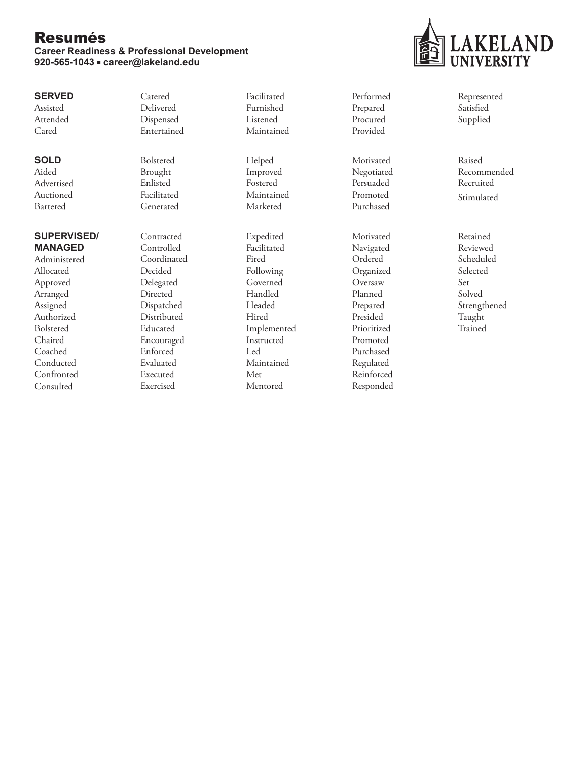# Resumés

**Career Readiness & Professional Development**
**920-565-1043 ▪ career@lakeland.edu**

LAKELAND UNIVERSITY

### SERVED

Assisted
Attended
Cared
Catered
Delivered
Dispensed
Entertained
Facilitated
Furnished
Listened
Maintained
Performed
Prepared
Procured
Provided
Represented
Satisfied
Supplied

### SOLD

Aided
Advertised
Auctioned
Bartered
Bolstered
Brought
Enlisted
Facilitated
Generated
Helped
Improved
Fostered
Maintained
Marketed
Motivated
Negotiated
Persuaded
Promoted
Purchased
Raised
Recommended
Recruited
Stimulated

### SUPERVISED/ MANAGED

Administered
Allocated
Approved
Arranged
Assigned
Authorized
Bolstered
Chaired
Coached
Conducted
Confronted
Consulted
Contracted
Controlled
Coordinated
Decided
Delegated
Directed
Dispatched
Distributed
Educated
Encouraged
Enforced
Evaluated
Executed
Exercised
Expedited
Facilitated
Fired
Following
Governed
Handled
Headed
Hired
Implemented
Instructed
Led
Maintained
Met
Mentored
Motivated
Navigated
Ordered
Organized
Oversaw
Planned
Prepared
Presided
Prioritized
Promoted
Purchased
Regulated
Reinforced
Responded
Retained
Reviewed
Scheduled
Selected
Set
Solved
Strengthened
Taught
Trained